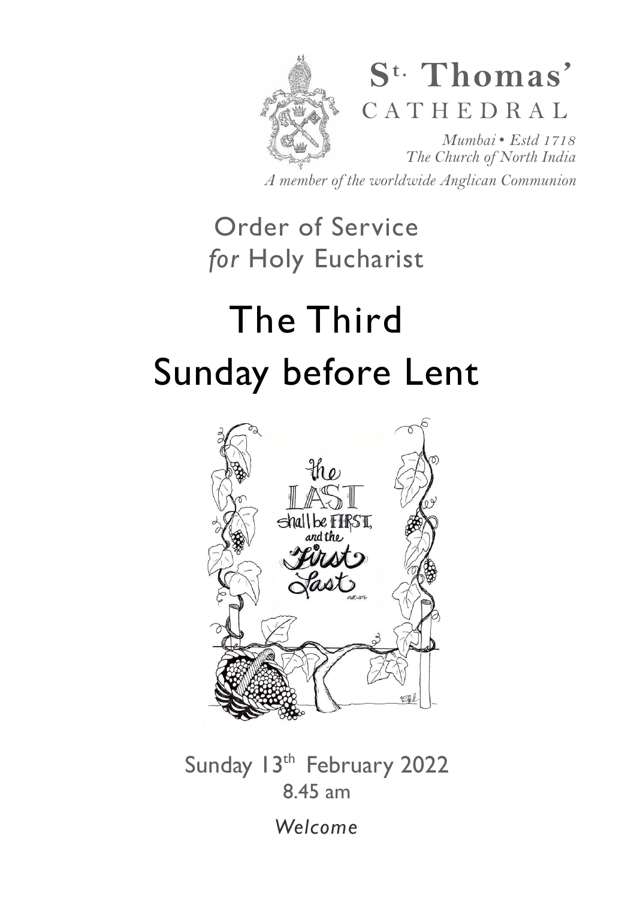# St. Thomas' CATHEDRAL

*Mumbai • Estd 1718*
*The Church of North India*
*A member of the worldwide Anglican Communion*

## Order of Service *for* Holy Eucharist

# The Third Sunday before Lent

Sunday 13th February 2022
8.45 am

*Welcome*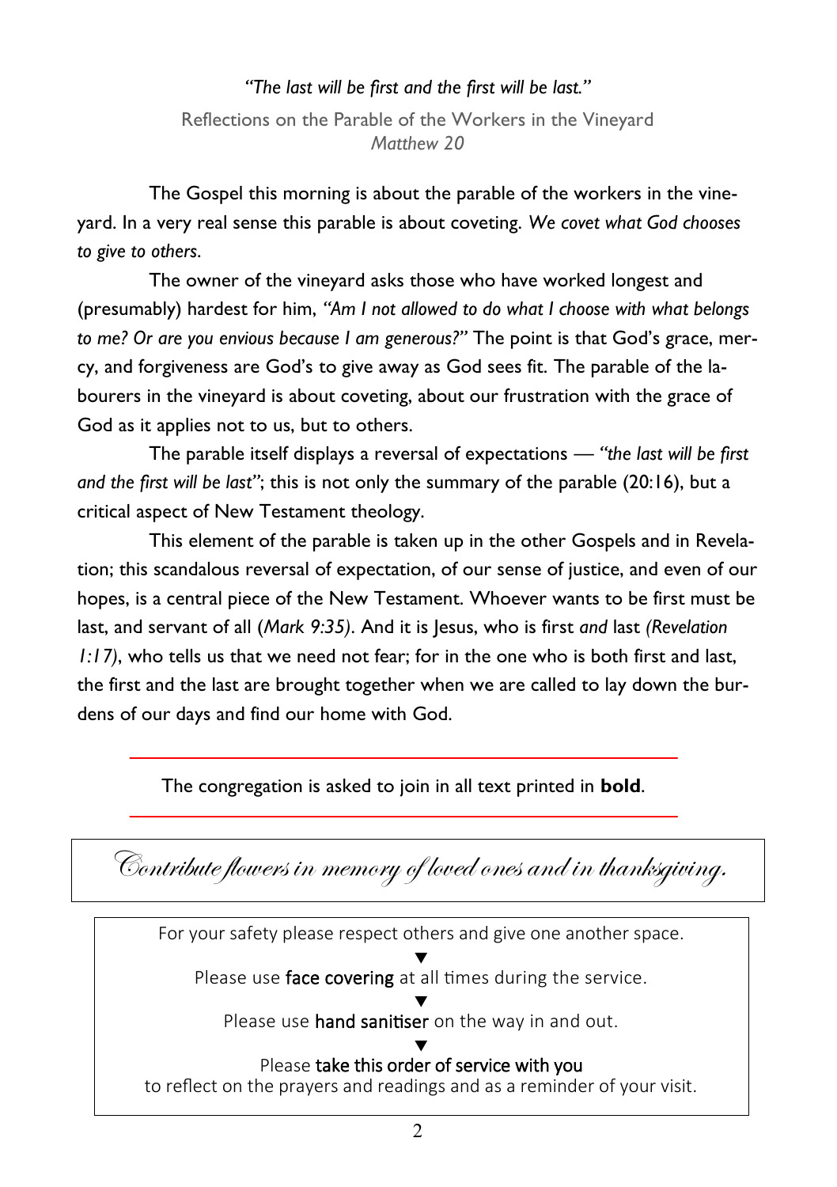*"The last will be first and the first will be last."*

Reflections on the Parable of the Workers in the Vineyard
*Matthew 20*

The Gospel this morning is about the parable of the workers in the vineyard. In a very real sense this parable is about coveting. *We covet what God chooses to give to others.*

The owner of the vineyard asks those who have worked longest and (presumably) hardest for him, *"Am I not allowed to do what I choose with what belongs to me? Or are you envious because I am generous?"* The point is that God's grace, mercy, and forgiveness are God's to give away as God sees fit. The parable of the labourers in the vineyard is about coveting, about our frustration with the grace of God as it applies not to us, but to others.

The parable itself displays a reversal of expectations — *"the last will be first and the first will be last"*; this is not only the summary of the parable (20:16), but a critical aspect of New Testament theology.

This element of the parable is taken up in the other Gospels and in Revelation; this scandalous reversal of expectation, of our sense of justice, and even of our hopes, is a central piece of the New Testament. Whoever wants to be first must be last, and servant of all (*Mark 9:35)*. And it is Jesus, who is first *and* last *(Revelation 1:17)*, who tells us that we need not fear; for in the one who is both first and last, the first and the last are brought together when we are called to lay down the burdens of our days and find our home with God.

---

The congregation is asked to join in all text printed in **bold**.

---

*Contribute flowers in memory of loved ones and in thanksgiving.*

For your safety please respect others and give one another space.

▼

Please use face covering at all times during the service.

▼

Please use hand sanitiser on the way in and out.

▼

Please take this order of service with you
to reflect on the prayers and readings and as a reminder of your visit.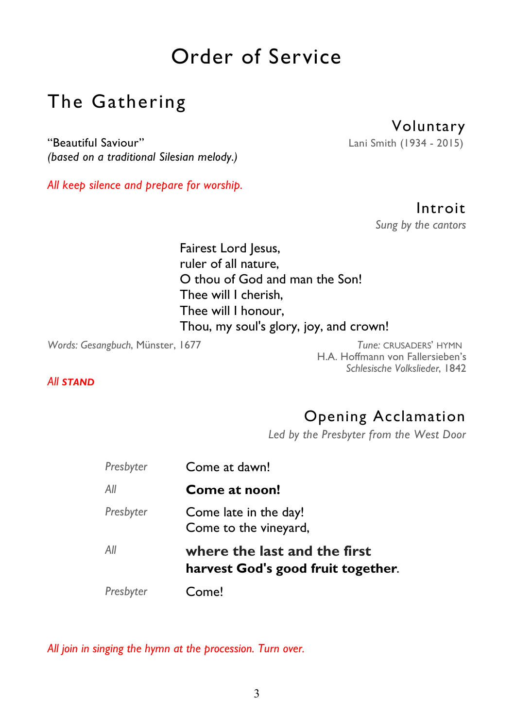# Order of Service

## The Gathering

### Voluntary

"Beautiful Saviour"
*(based on a traditional Silesian melody.)*

Lani Smith (1934 - 2015)

*All keep silence and prepare for worship.*

### Introit

*Sung by the cantors*

Fairest Lord Jesus,
ruler of all nature,
O thou of God and man the Son!
Thee will I cherish,
Thee will I honour,
Thou, my soul's glory, joy, and crown!

*Words: Gesangbuch*, Münster, 1677

*Tune:* CRUSADERS' HYMN
H.A. Hoffmann von Fallersieben's
*Schlesische Volkslieder*, 1842

*All **STAND***

### Opening Acclamation

*Led by the Presbyter from the West Door*

| | |
|---|---|
| *Presbyter* | Come at dawn! |
| *All* | **Come at noon!** |
| *Presbyter* | Come late in the day!<br>Come to the vineyard, |
| *All* | **where the last and the first harvest God's good fruit together.** |
| *Presbyter* | Come! |

*All join in singing the hymn at the procession. Turn over.*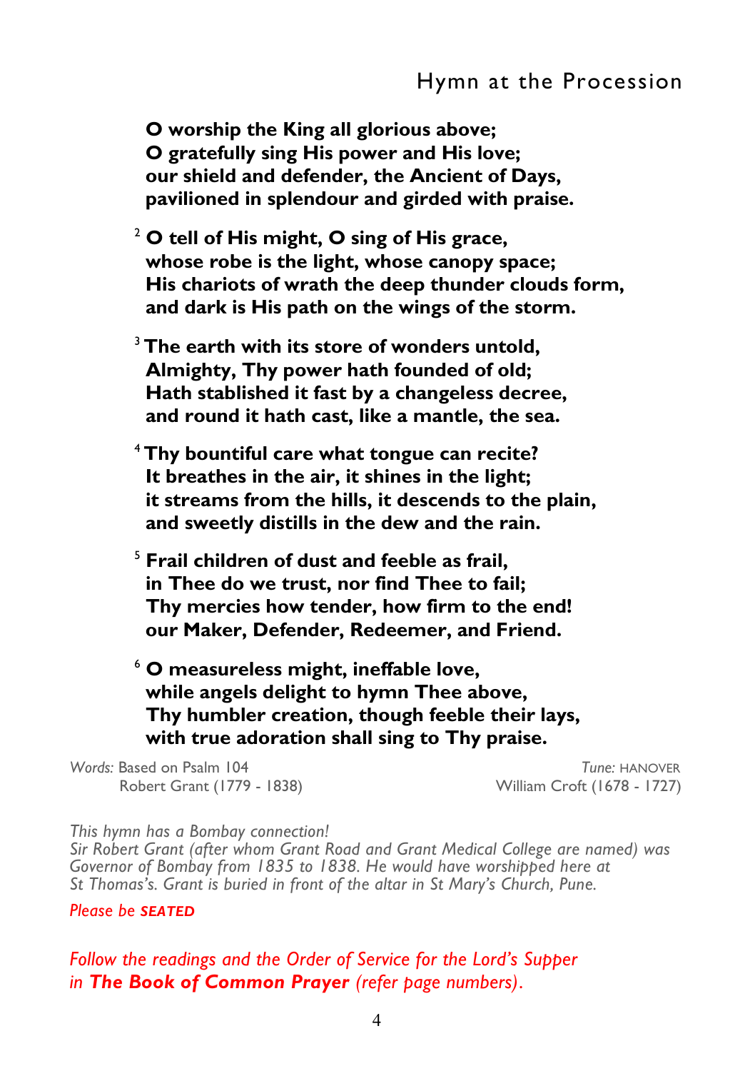## Hymn at the Procession

**O worship the King all glorious above;**
**O gratefully sing His power and His love;**
**our shield and defender, the Ancient of Days,**
**pavilioned in splendour and girded with praise.**

2 **O tell of His might, O sing of His grace,**
**whose robe is the light, whose canopy space;**
**His chariots of wrath the deep thunder clouds form,**
**and dark is His path on the wings of the storm.**

3 **The earth with its store of wonders untold,**
**Almighty, Thy power hath founded of old;**
**Hath stablished it fast by a changeless decree,**
**and round it hath cast, like a mantle, the sea.**

4 **Thy bountiful care what tongue can recite?**
**It breathes in the air, it shines in the light;**
**it streams from the hills, it descends to the plain,**
**and sweetly distills in the dew and the rain.**

5 **Frail children of dust and feeble as frail,**
**in Thee do we trust, nor find Thee to fail;**
**Thy mercies how tender, how firm to the end!**
**our Maker, Defender, Redeemer, and Friend.**

6 **O measureless might, ineffable love,**
**while angels delight to hymn Thee above,**
**Thy humbler creation, though feeble their lays,**
**with true adoration shall sing to Thy praise.**

*Words:* Based on Psalm 104
Robert Grant (1779 - 1838)

*Tune:* HANOVER
William Croft (1678 - 1727)

*This hymn has a Bombay connection!*
*Sir Robert Grant (after whom Grant Road and Grant Medical College are named) was Governor of Bombay from 1835 to 1838. He would have worshipped here at St Thomas's. Grant is buried in front of the altar in St Mary's Church, Pune.*

*Please be **SEATED***

*Follow the readings and the Order of Service for the Lord's Supper in **The Book of Common Prayer** (refer page numbers).*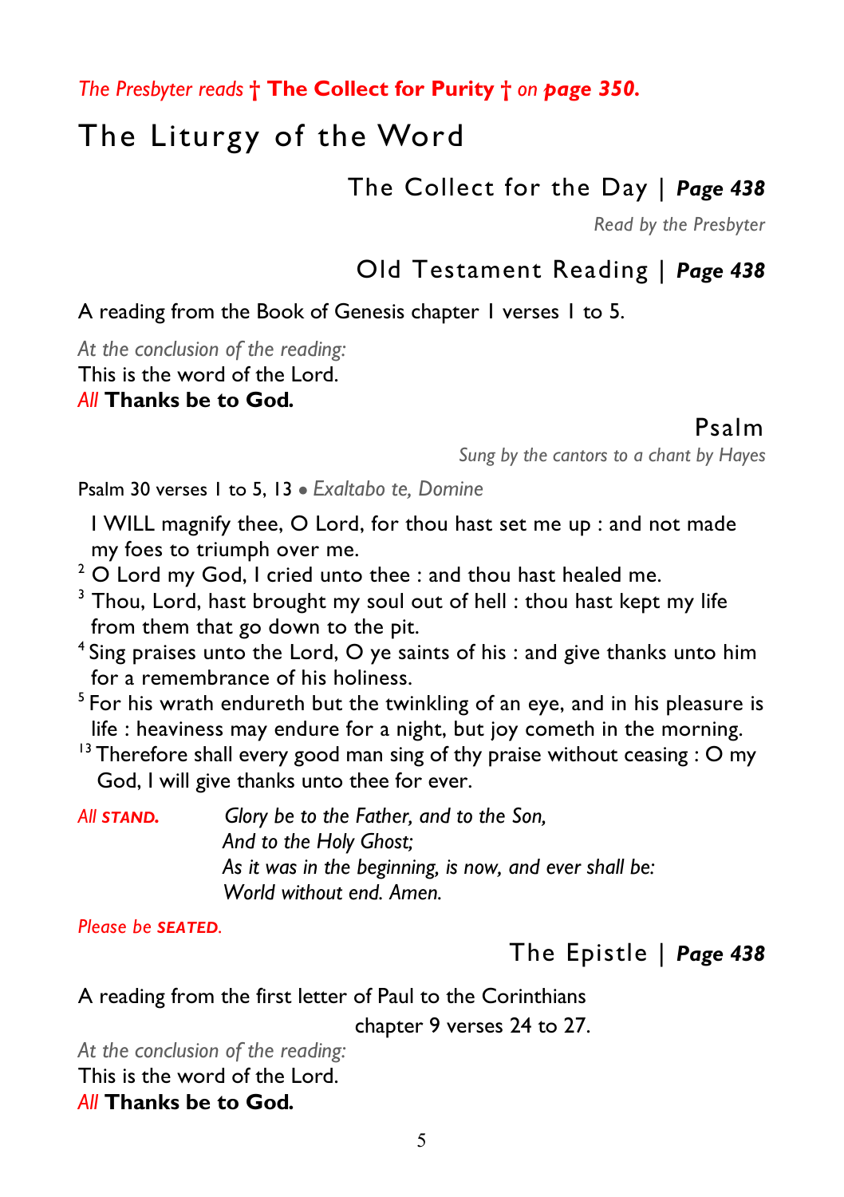*The Presbyter reads* **† The Collect for Purity †** *on* ***page 350.***

# The Liturgy of the Word

## The Collect for the Day | *Page 438*

*Read by the Presbyter*

## Old Testament Reading | *Page 438*

A reading from the Book of Genesis chapter 1 verses 1 to 5.

*At the conclusion of the reading:*
This is the word of the Lord.
*All* **Thanks be to God.**

## Psalm

*Sung by the cantors to a chant by Hayes*

Psalm 30 verses 1 to 5, 13 • *Exaltabo te, Domine*

I WILL magnify thee, O Lord, for thou hast set me up : and not made my foes to triumph over me.
[2] O Lord my God, I cried unto thee : and thou hast healed me.
[3] Thou, Lord, hast brought my soul out of hell : thou hast kept my life from them that go down to the pit.
[4] Sing praises unto the Lord, O ye saints of his : and give thanks unto him for a remembrance of his holiness.
[5] For his wrath endureth but the twinkling of an eye, and in his pleasure is life : heaviness may endure for a night, but joy cometh in the morning.
[13] Therefore shall every good man sing of thy praise without ceasing : O my God, I will give thanks unto thee for ever.

*All* ***STAND.*** *Glory be to the Father, and to the Son,*
*And to the Holy Ghost;*
*As it was in the beginning, is now, and ever shall be:*
*World without end. Amen.*

*Please be* ***SEATED.***

## The Epistle | *Page 438*

A reading from the first letter of Paul to the Corinthians chapter 9 verses 24 to 27.

*At the conclusion of the reading:*
This is the word of the Lord.
*All* **Thanks be to God.**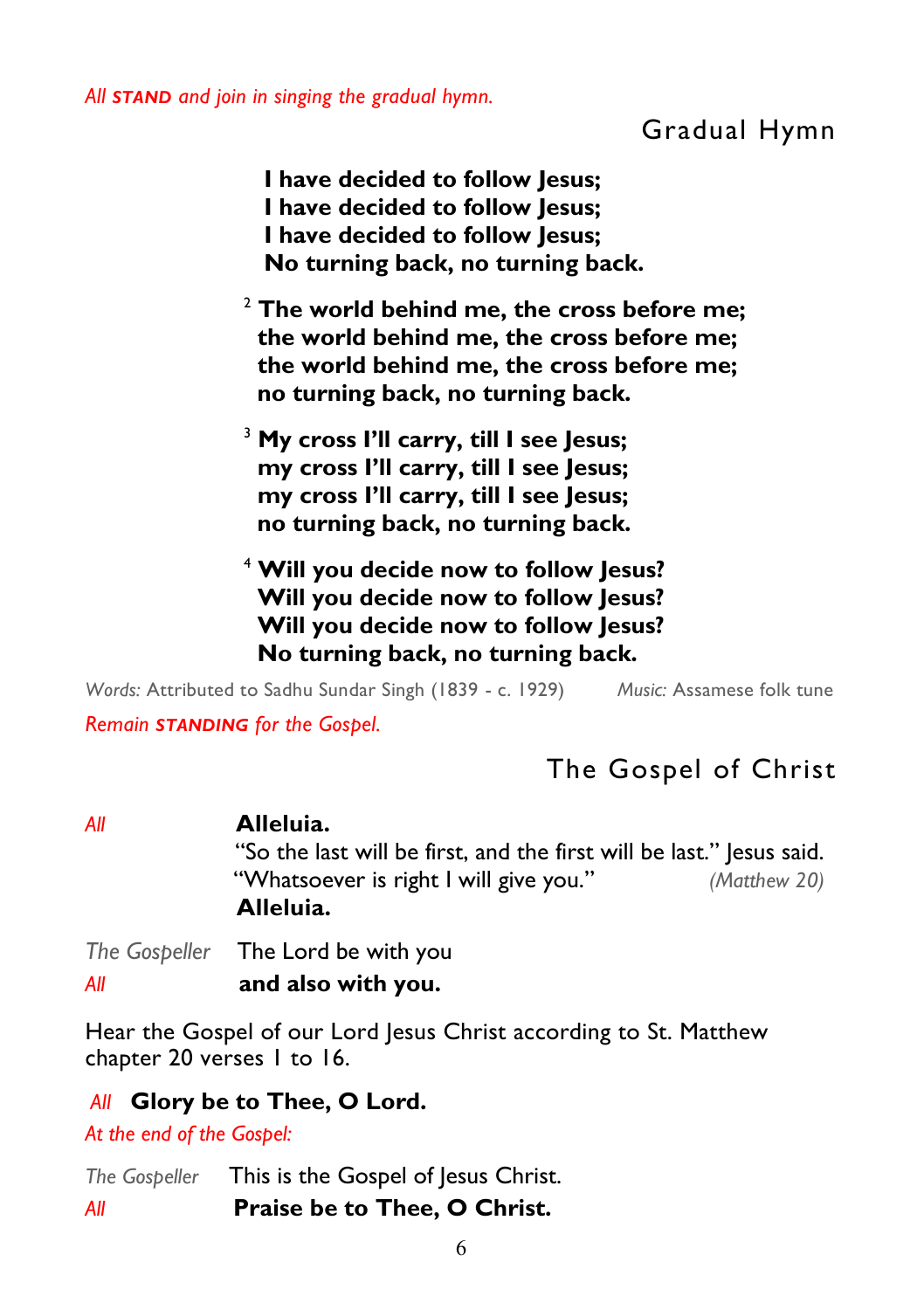*All* ***STAND*** *and join in singing the gradual hymn.*

## Gradual Hymn

**I have decided to follow Jesus;**
**I have decided to follow Jesus;**
**I have decided to follow Jesus;**
**No turning back, no turning back.**

2 **The world behind me, the cross before me;**
**the world behind me, the cross before me;**
**the world behind me, the cross before me;**
**no turning back, no turning back.**

3 **My cross I'll carry, till I see Jesus;**
**my cross I'll carry, till I see Jesus;**
**my cross I'll carry, till I see Jesus;**
**no turning back, no turning back.**

4 **Will you decide now to follow Jesus?**
**Will you decide now to follow Jesus?**
**Will you decide now to follow Jesus?**
**No turning back, no turning back.**

*Words:* Attributed to Sadhu Sundar Singh (1839 - c. 1929) *Music:* Assamese folk tune

*Remain* ***STANDING*** *for the Gospel.*

## The Gospel of Christ

*All* **Alleluia.**
"So the last will be first, and the first will be last." Jesus said.
"Whatsoever is right I will give you." *(Matthew 20)*
**Alleluia.**

*The Gospeller* The Lord be with you
*All* **and also with you.**

Hear the Gospel of our Lord Jesus Christ according to St. Matthew chapter 20 verses 1 to 16.

*All* **Glory be to Thee, O Lord.**

*At the end of the Gospel:*

*The Gospeller* This is the Gospel of Jesus Christ.
*All* **Praise be to Thee, O Christ.**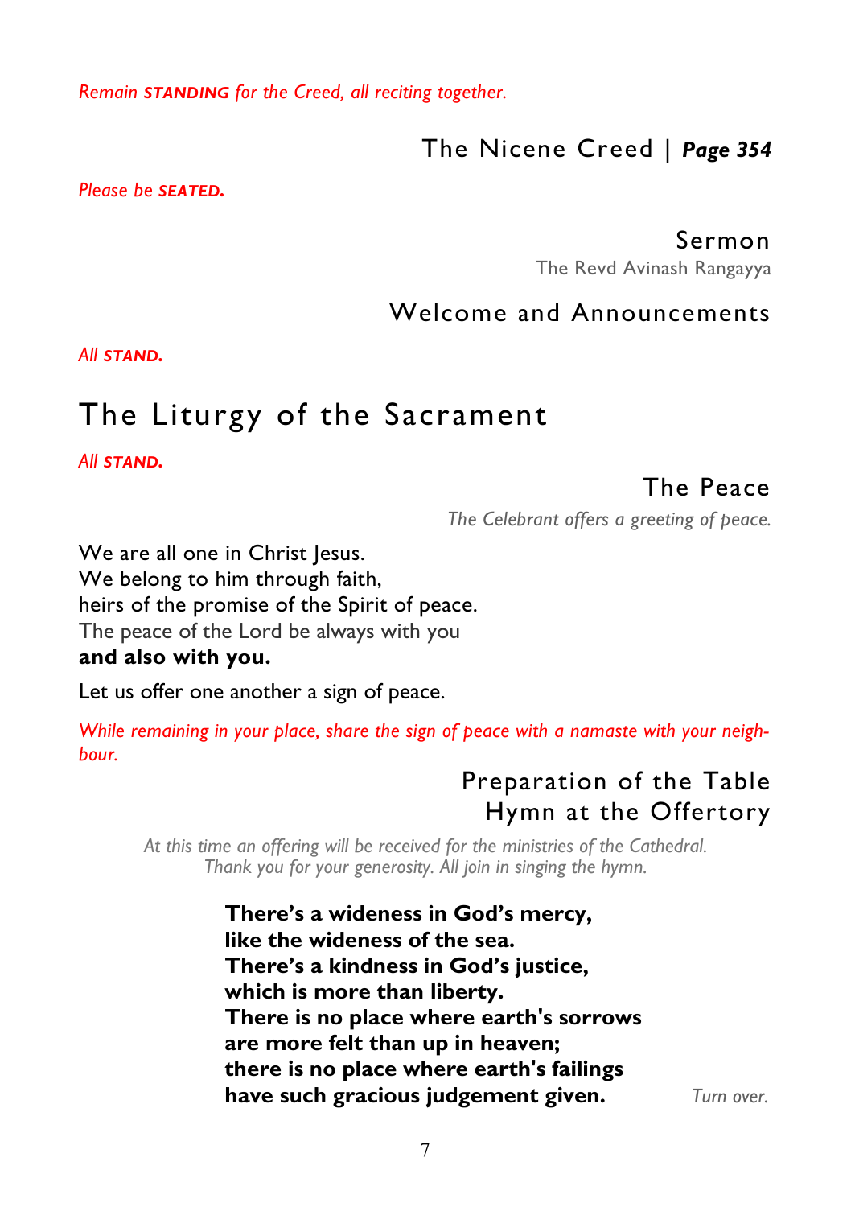*Remain **STANDING** for the Creed, all reciting together.*

## The Nicene Creed | ***Page 354***

*Please be **SEATED.***

## Sermon

The Revd Avinash Rangayya

## Welcome and Announcements

*All **STAND.***

# The Liturgy of the Sacrament

*All **STAND.***

## The Peace

*The Celebrant offers a greeting of peace.*

We are all one in Christ Jesus.
We belong to him through faith,
heirs of the promise of the Spirit of peace.
The peace of the Lord be always with you
**and also with you.**

Let us offer one another a sign of peace.

*While remaining in your place, share the sign of peace with a namaste with your neighbour.*

## Preparation of the Table
## Hymn at the Offertory

*At this time an offering will be received for the ministries of the Cathedral.
Thank you for your generosity. All join in singing the hymn.*

**There's a wideness in God's mercy,
like the wideness of the sea.
There's a kindness in God's justice,
which is more than liberty.
There is no place where earth's sorrows
are more felt than up in heaven;
there is no place where earth's failings
have such gracious judgement given.**

*Turn over.*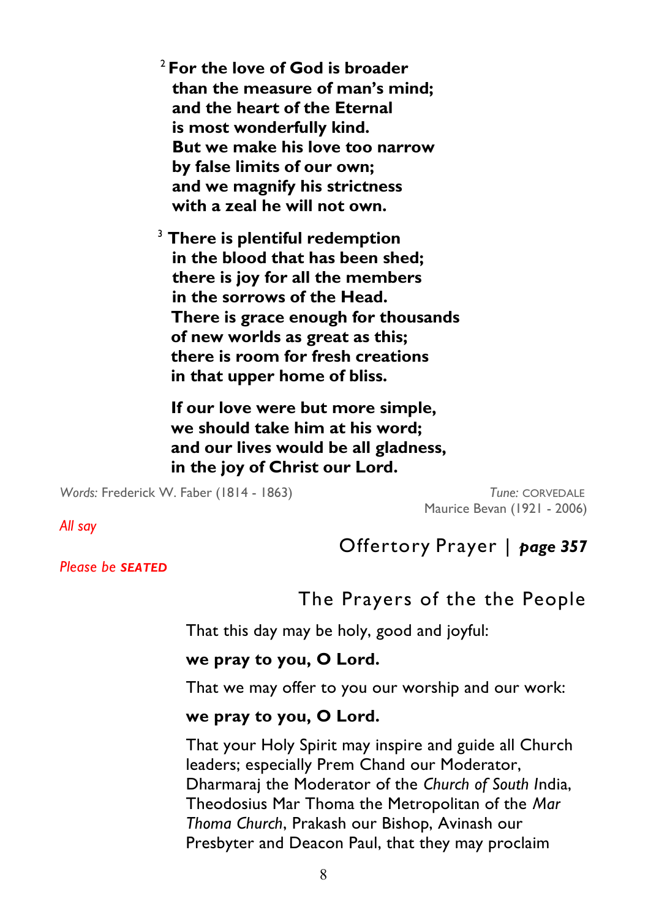[2] **For the love of God is broader**
**than the measure of man's mind;**
**and the heart of the Eternal**
**is most wonderfully kind.**
**But we make his love too narrow**
**by false limits of our own;**
**and we magnify his strictness**
**with a zeal he will not own.**

[3] **There is plentiful redemption**
**in the blood that has been shed;**
**there is joy for all the members**
**in the sorrows of the Head.**
**There is grace enough for thousands**
**of new worlds as great as this;**
**there is room for fresh creations**
**in that upper home of bliss.**

**If our love were but more simple,**
**we should take him at his word;**
**and our lives would be all gladness,**
**in the joy of Christ our Lord.**

*Words:* Frederick W. Faber (1814 - 1863)

*Tune:* CORVEDALE
Maurice Bevan (1921 - 2006)

*All say*

## Offertory Prayer | *page 357*

*Please be **SEATED***

## The Prayers of the the People

That this day may be holy, good and joyful:

**we pray to you, O Lord.**

That we may offer to you our worship and our work:

**we pray to you, O Lord.**

That your Holy Spirit may inspire and guide all Church leaders; especially Prem Chand our Moderator, Dharmaraj the Moderator of the *Church of South I*ndia, Theodosius Mar Thoma the Metropolitan of the *Mar Thoma Church*, Prakash our Bishop, Avinash our Presbyter and Deacon Paul, that they may proclaim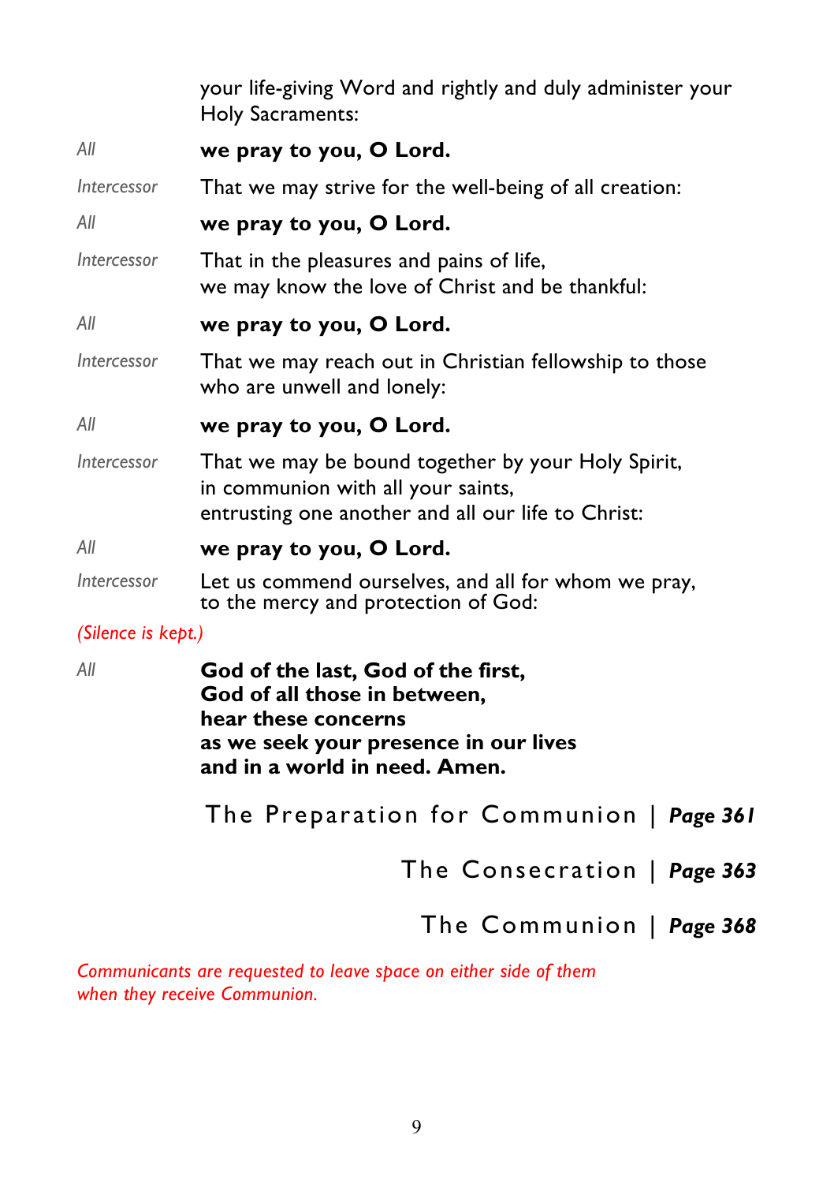your life-giving Word and rightly and duly administer your Holy Sacraments:

*All* **we pray to you, O Lord.**

*Intercessor* That we may strive for the well-being of all creation:

*All* **we pray to you, O Lord.**

*Intercessor* That in the pleasures and pains of life,
we may know the love of Christ and be thankful:

*All* **we pray to you, O Lord.**

*Intercessor* That we may reach out in Christian fellowship to those who are unwell and lonely:

*All* **we pray to you, O Lord.**

*Intercessor* That we may be bound together by your Holy Spirit,
in communion with all your saints,
entrusting one another and all our life to Christ:

*All* **we pray to you, O Lord.**

*Intercessor* Let us commend ourselves, and all for whom we pray,
to the mercy and protection of God:

*(Silence is kept.)*

*All* **God of the last, God of the first,**
**God of all those in between,**
**hear these concerns**
**as we seek your presence in our lives**
**and in a world in need. Amen.**

The Preparation for Communion | ***Page 361***

The Consecration | ***Page 363***

The Communion | ***Page 368***

*Communicants are requested to leave space on either side of them when they receive Communion.*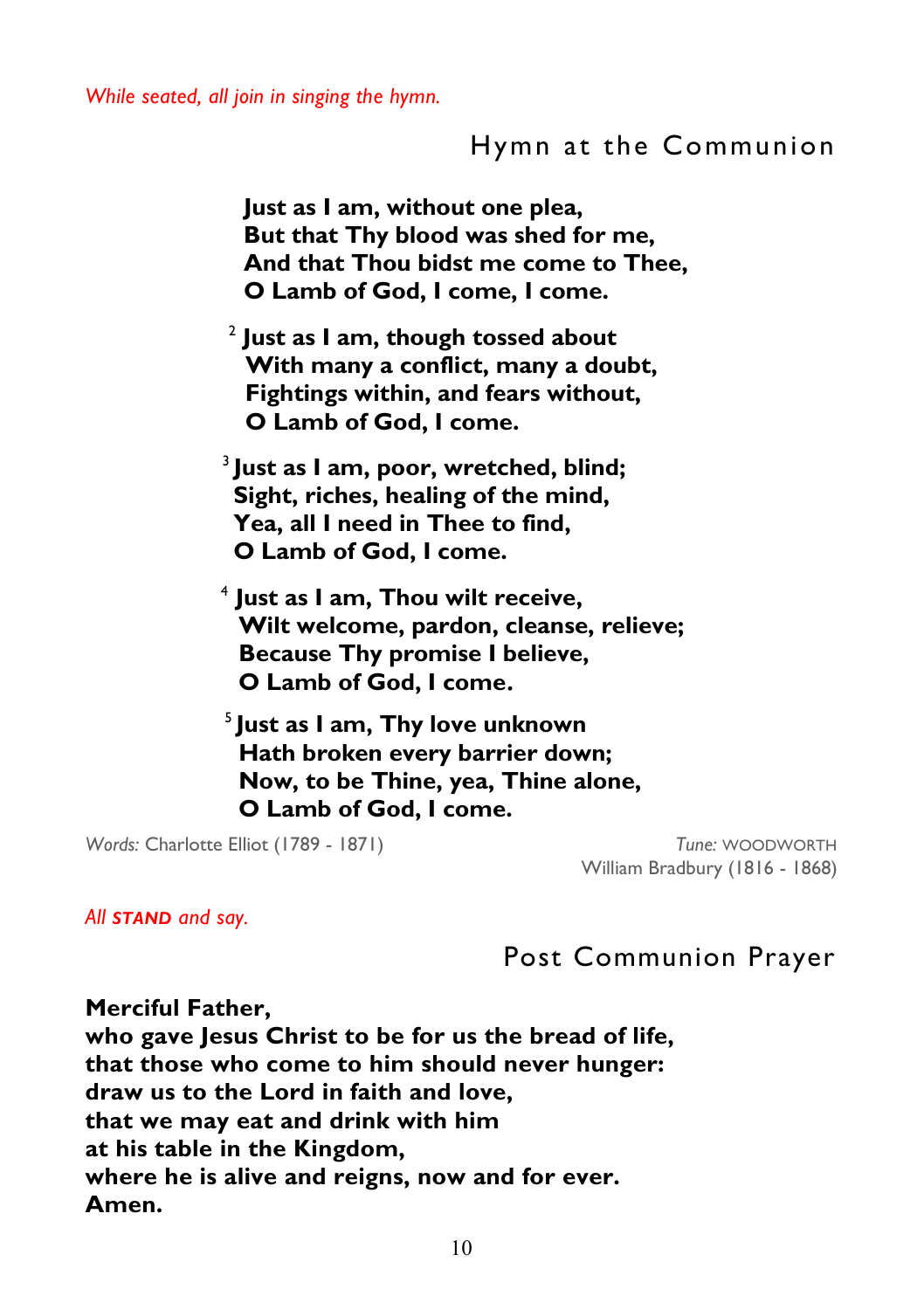*While seated, all join in singing the hymn.*

## Hymn at the Communion

**Just as I am, without one plea,**
**But that Thy blood was shed for me,**
**And that Thou bidst me come to Thee,**
**O Lamb of God, I come, I come.**

2 **Just as I am, though tossed about**
**With many a conflict, many a doubt,**
**Fightings within, and fears without,**
**O Lamb of God, I come.**

3 **Just as I am, poor, wretched, blind;**
**Sight, riches, healing of the mind,**
**Yea, all I need in Thee to find,**
**O Lamb of God, I come.**

4 **Just as I am, Thou wilt receive,**
**Wilt welcome, pardon, cleanse, relieve;**
**Because Thy promise I believe,**
**O Lamb of God, I come.**

5 **Just as I am, Thy love unknown**
**Hath broken every barrier down;**
**Now, to be Thine, yea, Thine alone,**
**O Lamb of God, I come.**

*Words:* Charlotte Elliot (1789 - 1871)

*Tune:* WOODWORTH
William Bradbury (1816 - 1868)

*All **STAND** and say.*

## Post Communion Prayer

**Merciful Father,**
**who gave Jesus Christ to be for us the bread of life,**
**that those who come to him should never hunger:**
**draw us to the Lord in faith and love,**
**that we may eat and drink with him**
**at his table in the Kingdom,**
**where he is alive and reigns, now and for ever.**
**Amen.**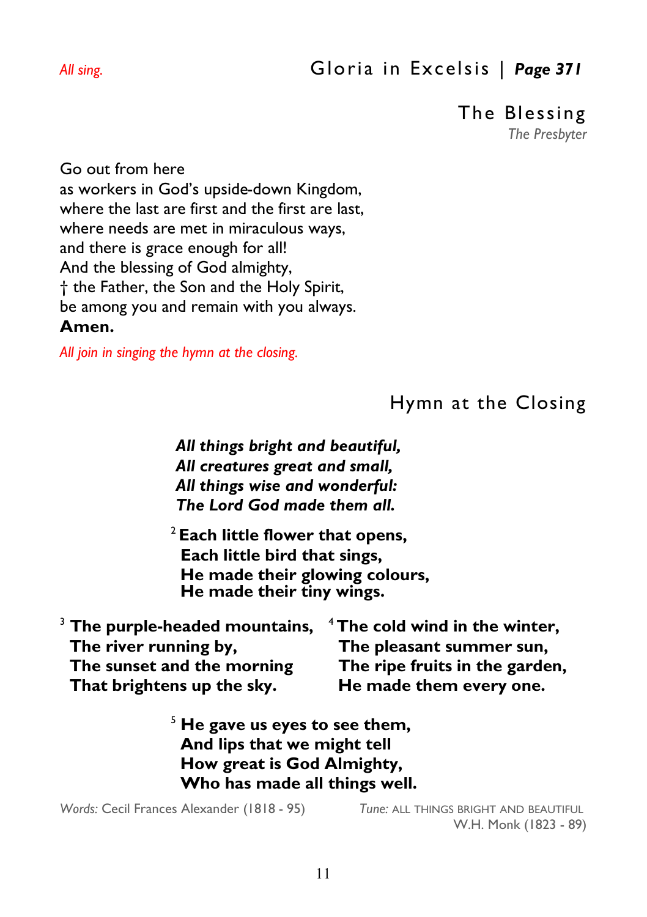*All sing.*

## Gloria in Excelsis | ***Page 371***

## The Blessing

*The Presbyter*

Go out from here
as workers in God's upside-down Kingdom,
where the last are first and the first are last,
where needs are met in miraculous ways,
and there is grace enough for all!
And the blessing of God almighty,
† the Father, the Son and the Holy Spirit,
be among you and remain with you always.
**Amen.**

*All join in singing the hymn at the closing.*

## Hymn at the Closing

***All things bright and beautiful,***
***All creatures great and small,***
***All things wise and wonderful:***
***The Lord God made them all.***

2 **Each little flower that opens,**
**Each little bird that sings,**
**He made their glowing colours,**
**He made their tiny wings.**

3 **The purple-headed mountains,**
**The river running by,**
**The sunset and the morning**
**That brightens up the sky.**

4 **The cold wind in the winter,**
**The pleasant summer sun,**
**The ripe fruits in the garden,**
**He made them every one.**

5 **He gave us eyes to see them,**
**And lips that we might tell**
**How great is God Almighty,**
**Who has made all things well.**

*Words:* Cecil Frances Alexander (1818 - 95)

*Tune:* ALL THINGS BRIGHT AND BEAUTIFUL
W.H. Monk (1823 - 89)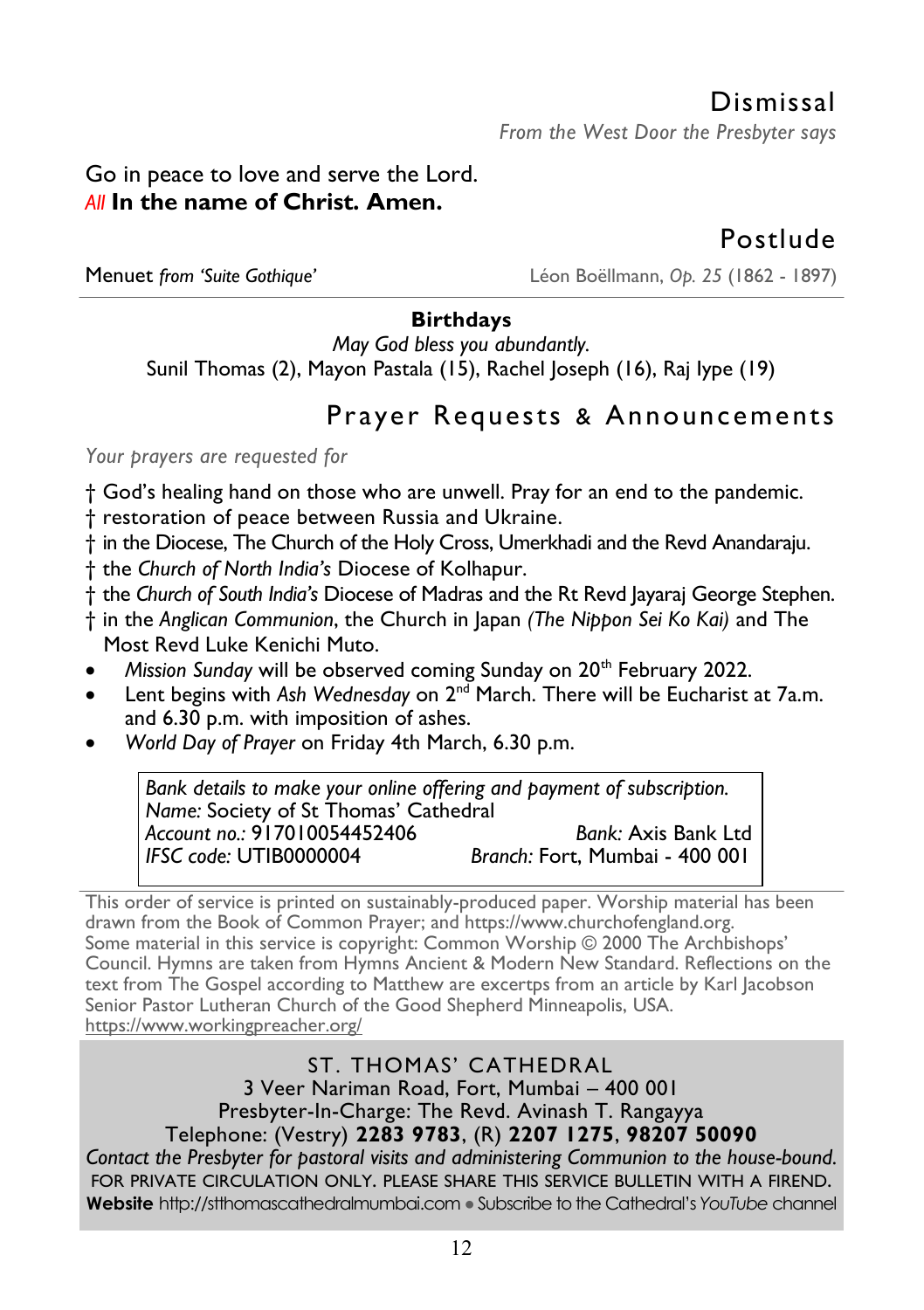## Dismissal

*From the West Door the Presbyter says*

Go in peace to love and serve the Lord.
*All* **In the name of Christ. Amen.**

## Postlude

Menuet *from 'Suite Gothique'* Léon Boëllmann, *Op. 25* (1862 - 1897)

---

**Birthdays**

*May God bless you abundantly.*

Sunil Thomas (2), Mayon Pastala (15), Rachel Joseph (16), Raj Iype (19)

## Prayer Requests & Announcements

*Your prayers are requested for*

† God's healing hand on those who are unwell. Pray for an end to the pandemic.
† restoration of peace between Russia and Ukraine.
† in the Diocese, The Church of the Holy Cross, Umerkhadi and the Revd Anandaraju.
† the *Church of North India's* Diocese of Kolhapur.
† the *Church of South India's* Diocese of Madras and the Rt Revd Jayaraj George Stephen.
† in the *Anglican Communion*, the Church in Japan *(The Nippon Sei Ko Kai)* and The Most Revd Luke Kenichi Muto.

- *Mission Sunday* will be observed coming Sunday on 20th February 2022.
- Lent begins with *Ash Wednesday* on 2nd March. There will be Eucharist at 7a.m. and 6.30 p.m. with imposition of ashes.
- *World Day of Prayer* on Friday 4th March, 6.30 p.m.

*Bank details to make your online offering and payment of subscription.*
*Name:* Society of St Thomas' Cathedral
*Account no.:* 917010054452406 *Bank:* Axis Bank Ltd
*IFSC code:* UTIB0000004 *Branch:* Fort, Mumbai - 400 001

This order of service is printed on sustainably-produced paper. Worship material has been drawn from the Book of Common Prayer; and https://www.churchofengland.org. Some material in this service is copyright: Common Worship © 2000 The Archbishops' Council. Hymns are taken from Hymns Ancient & Modern New Standard. Reflections on the text from The Gospel according to Matthew are excertps from an article by Karl Jacobson Senior Pastor Lutheran Church of the Good Shepherd Minneapolis, USA. https://www.workingpreacher.org/

ST. THOMAS' CATHEDRAL
3 Veer Nariman Road, Fort, Mumbai – 400 001
Presbyter-In-Charge: The Revd. Avinash T. Rangayya
Telephone: (Vestry) **2283 9783**, (R) **2207 1275**, **98207 50090**
*Contact the Presbyter for pastoral visits and administering Communion to the house-bound.*
FOR PRIVATE CIRCULATION ONLY. PLEASE SHARE THIS SERVICE BULLETIN WITH A FIREND.
**Website** http://stthomascathedralmumbai.com • Subscribe to the Cathedral's *YouTube* channel